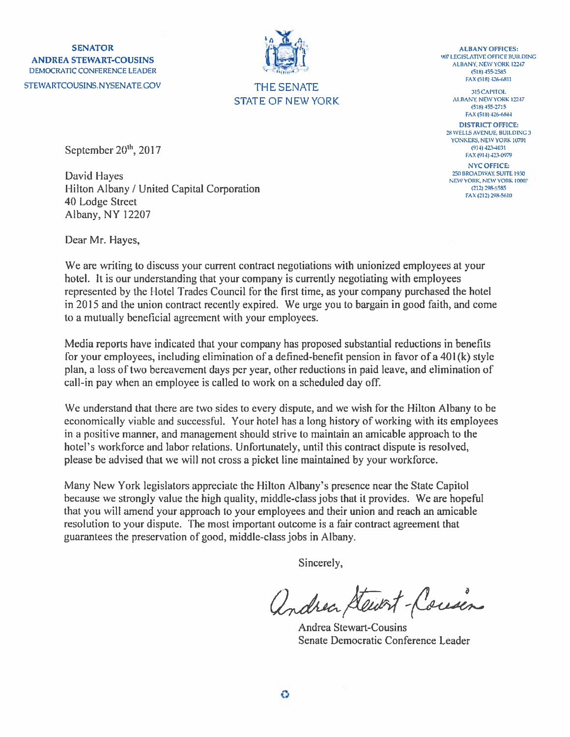**SENATOR**
**ANDREA STEWART-COUSINS**
DEMOCRATIC CONFERENCE LEADER
STEWARTCOUSINS.NYSENATE.GOV

THE SENATE
STATE OF NEW YORK

**ALBANY OFFICES:**
907 LEGISLATIVE OFFICE BUILDING
ALBANY, NEW YORK 12247
(518) 455-2585
FAX (518) 426-6811

315 CAPITOL
ALBANY, NEW YORK 12247
(518) 455-2715
FAX (518) 426-6844

**DISTRICT OFFICE:**
28 WELLS AVENUE, BUILDING 3
YONKERS, NEW YORK 10701
(914) 423-4031
FAX (914) 423-0979

**NYC OFFICE:**
250 BROADWAY, SUITE 1930
NEW YORK, NEW YORK 10007
(212) 298-5585
FAX (212) 298-5610

September 20th, 2017

David Hayes
Hilton Albany / United Capital Corporation
40 Lodge Street
Albany, NY 12207

Dear Mr. Hayes,

We are writing to discuss your current contract negotiations with unionized employees at your hotel. It is our understanding that your company is currently negotiating with employees represented by the Hotel Trades Council for the first time, as your company purchased the hotel in 2015 and the union contract recently expired. We urge you to bargain in good faith, and come to a mutually beneficial agreement with your employees.

Media reports have indicated that your company has proposed substantial reductions in benefits for your employees, including elimination of a defined-benefit pension in favor of a 401(k) style plan, a loss of two bereavement days per year, other reductions in paid leave, and elimination of call-in pay when an employee is called to work on a scheduled day off.

We understand that there are two sides to every dispute, and we wish for the Hilton Albany to be economically viable and successful. Your hotel has a long history of working with its employees in a positive manner, and management should strive to maintain an amicable approach to the hotel's workforce and labor relations. Unfortunately, until this contract dispute is resolved, please be advised that we will not cross a picket line maintained by your workforce.

Many New York legislators appreciate the Hilton Albany's presence near the State Capitol because we strongly value the high quality, middle-class jobs that it provides. We are hopeful that you will amend your approach to your employees and their union and reach an amicable resolution to your dispute. The most important outcome is a fair contract agreement that guarantees the preservation of good, middle-class jobs in Albany.

Sincerely,

Andrea Stewart-Cousins

Andrea Stewart-Cousins
Senate Democratic Conference Leader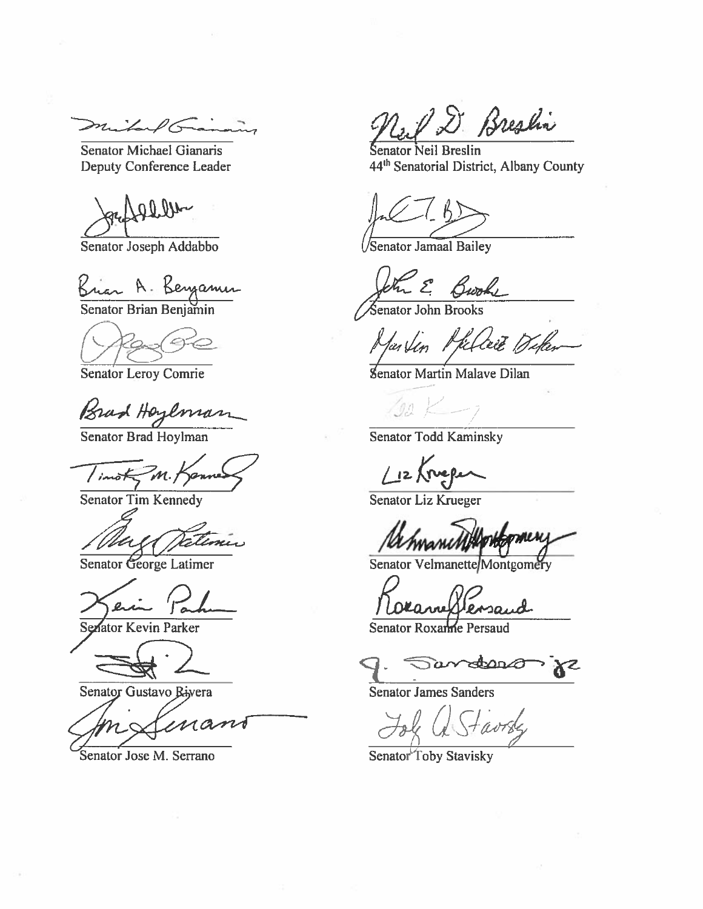Senator Michael Gianaris
Deputy Conference Leader

Senator Neil Breslin
44th Senatorial District, Albany County

Senator Joseph Addabbo

Senator Jamaal Bailey

Senator Brian Benjamin

Senator John Brooks

Senator Leroy Comrie

Senator Martin Malave Dilan

Senator Brad Hoylman

Senator Todd Kaminsky

Senator Tim Kennedy

Senator Liz Krueger

Senator George Latimer

Senator Velmanette Montgomery

Senator Kevin Parker

Senator Roxanne Persaud

Senator Gustavo Rivera

Senator James Sanders

Senator Jose M. Serrano

Senator Toby Stavisky